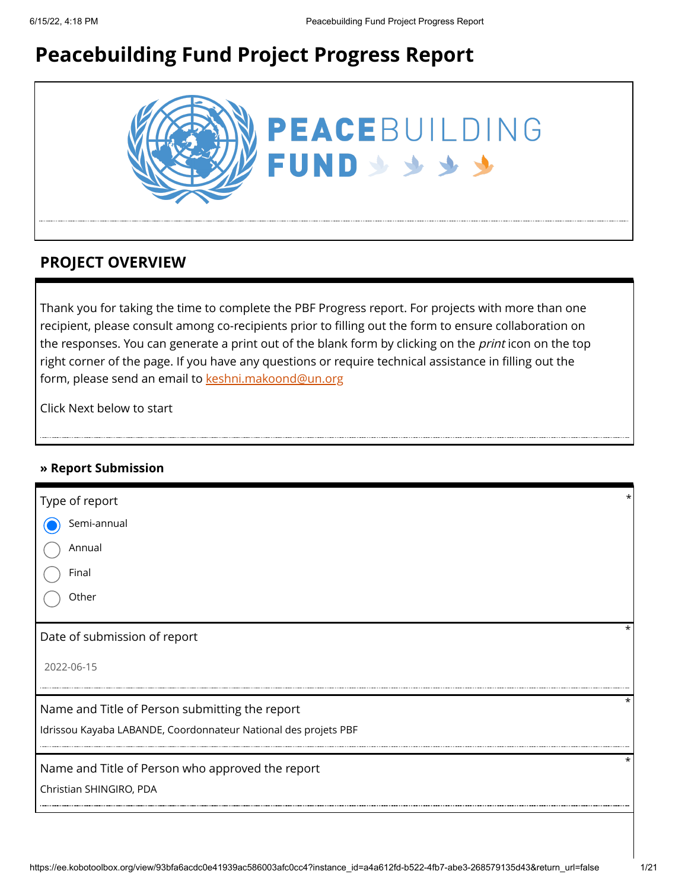# Peacebuilding Fund Project Progress Report

## PROJECT OVERVIEW

Thank you for taking the time to complete the PBF Progress report. For projects with more than one recipient, please consult among co-recipients prior to filling out the form to ensure collaboration on the responses. You can generate a print out of the blank form by clicking on the *print* icon on the top right corner of the page. If you have any questions or require technical assistance in filling out the form, please send an email to keshni.makoond@un.org

Click Next below to start

### » Report Submission

Type of report *

- ◉ Semi-annual
- ○ Annual
- ○ Final
- ○ Other

Date of submission of report *

2022-06-15

Name and Title of Person submitting the report *

Idrissou Kayaba LABANDE, Coordonnateur National des projets PBF

Name and Title of Person who approved the report *

Christian SHINGIRO, PDA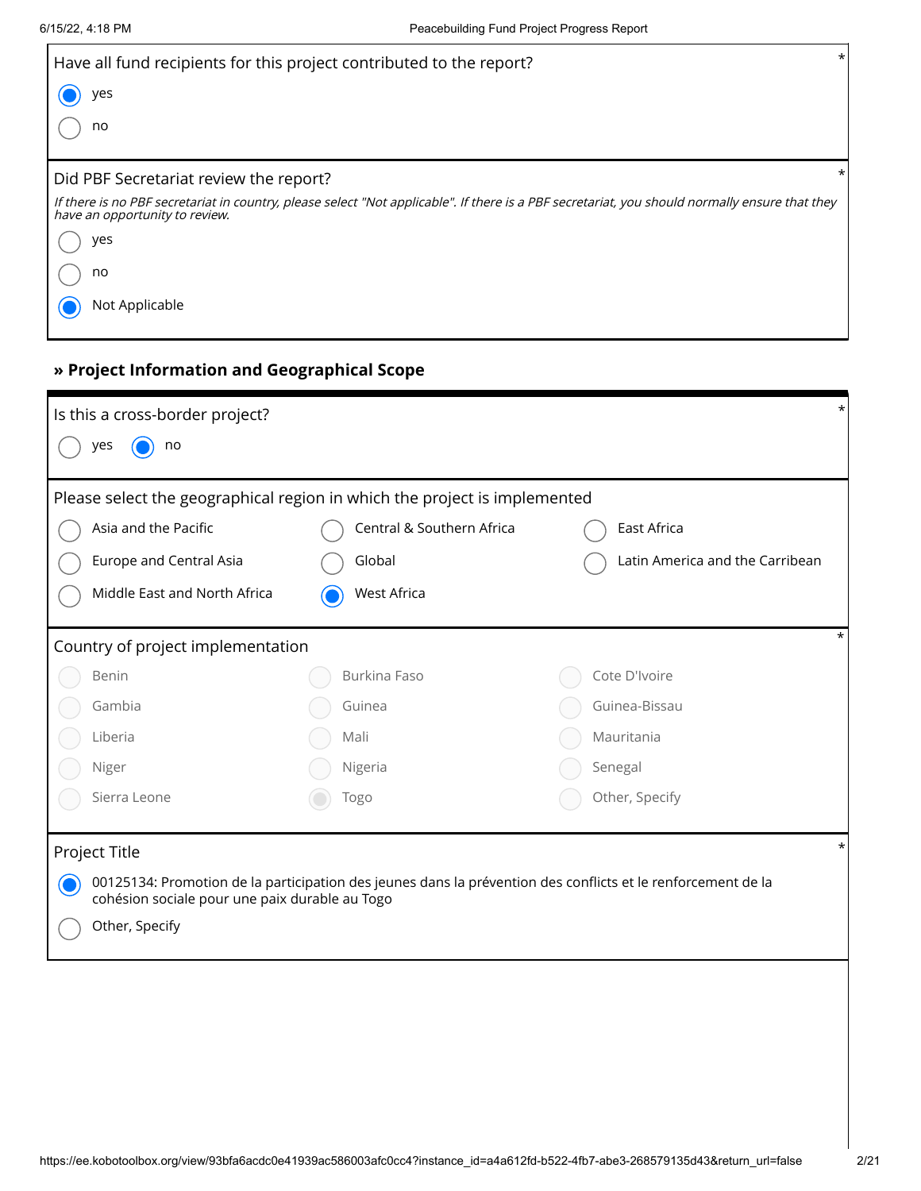Have all fund recipients for this project contributed to the report? *

- (●) yes
- ( ) no

Did PBF Secretariat review the report? *

*If there is no PBF secretariat in country, please select "Not applicable". If there is a PBF secretariat, you should normally ensure that they have an opportunity to review.*

- ( ) yes
- ( ) no
- (●) Not Applicable

## » Project Information and Geographical Scope

Is this a cross-border project? *

- ( ) yes
- (●) no

Please select the geographical region in which the project is implemented

- ( ) Asia and the Pacific
- ( ) Central & Southern Africa
- ( ) East Africa
- ( ) Europe and Central Asia
- ( ) Global
- ( ) Latin America and the Carribean
- ( ) Middle East and North Africa
- (●) West Africa

Country of project implementation *

- ( ) Benin
- ( ) Burkina Faso
- ( ) Cote D'Ivoire
- ( ) Gambia
- ( ) Guinea
- ( ) Guinea-Bissau
- ( ) Liberia
- ( ) Mali
- ( ) Mauritania
- ( ) Niger
- ( ) Nigeria
- ( ) Senegal
- ( ) Sierra Leone
- (●) Togo
- ( ) Other, Specify

Project Title *

- (●) 00125134: Promotion de la participation des jeunes dans la prévention des conflits et le renforcement de la cohésion sociale pour une paix durable au Togo
- ( ) Other, Specify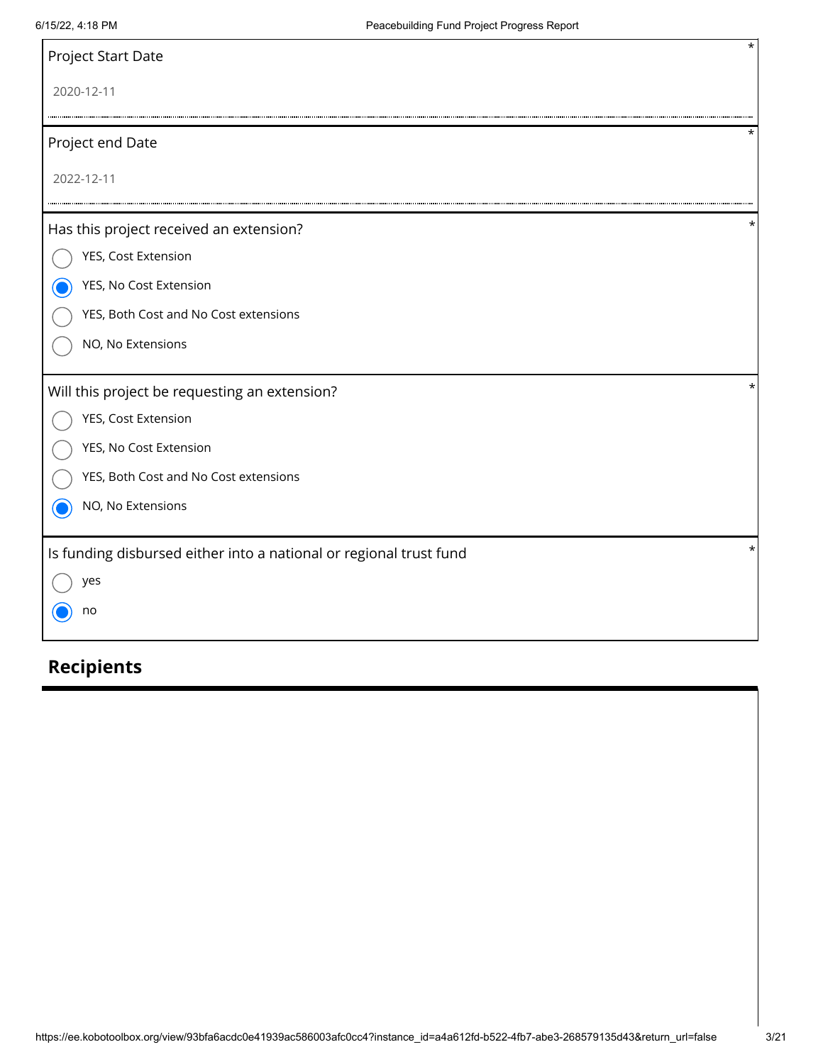Project Start Date *

2020-12-11

Project end Date *

2022-12-11

Has this project received an extension? *

- ( ) YES, Cost Extension
- (x) YES, No Cost Extension
- ( ) YES, Both Cost and No Cost extensions
- ( ) NO, No Extensions

Will this project be requesting an extension? *

- ( ) YES, Cost Extension
- ( ) YES, No Cost Extension
- ( ) YES, Both Cost and No Cost extensions
- (x) NO, No Extensions

Is funding disbursed either into a national or regional trust fund *

- ( ) yes
- (x) no

## Recipients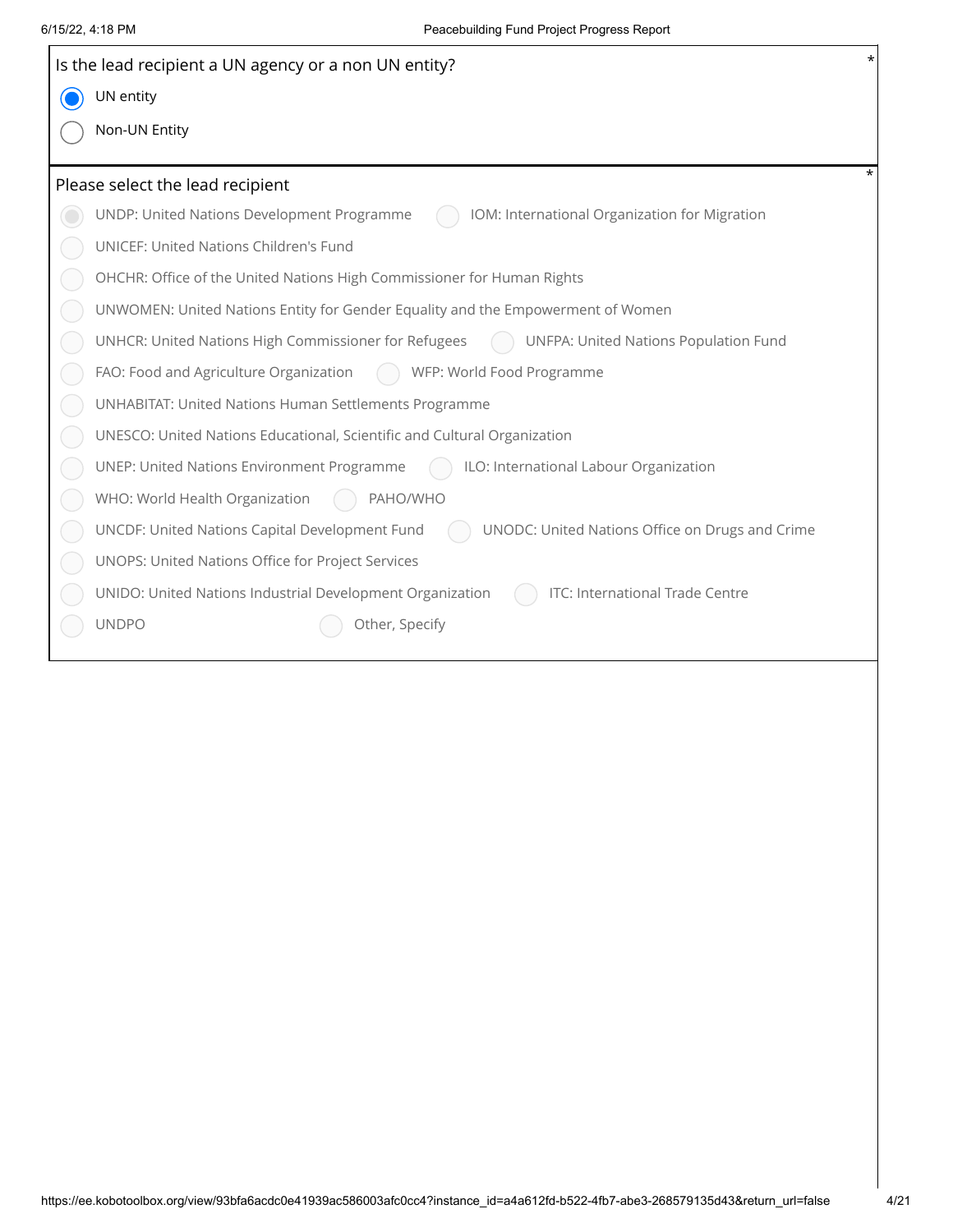Is the lead recipient a UN agency or a non UN entity? *

- (●) UN entity
- ( ) Non-UN Entity

Please select the lead recipient *

- (●) UNDP: United Nations Development Programme
- ( ) IOM: International Organization for Migration
- ( ) UNICEF: United Nations Children's Fund
- ( ) OHCHR: Office of the United Nations High Commissioner for Human Rights
- ( ) UNWOMEN: United Nations Entity for Gender Equality and the Empowerment of Women
- ( ) UNHCR: United Nations High Commissioner for Refugees
- ( ) UNFPA: United Nations Population Fund
- ( ) FAO: Food and Agriculture Organization
- ( ) WFP: World Food Programme
- ( ) UNHABITAT: United Nations Human Settlements Programme
- ( ) UNESCO: United Nations Educational, Scientific and Cultural Organization
- ( ) UNEP: United Nations Environment Programme
- ( ) ILO: International Labour Organization
- ( ) WHO: World Health Organization
- ( ) PAHO/WHO
- ( ) UNCDF: United Nations Capital Development Fund
- ( ) UNODC: United Nations Office on Drugs and Crime
- ( ) UNOPS: United Nations Office for Project Services
- ( ) UNIDO: United Nations Industrial Development Organization
- ( ) ITC: International Trade Centre
- ( ) UNDPO
- ( ) Other, Specify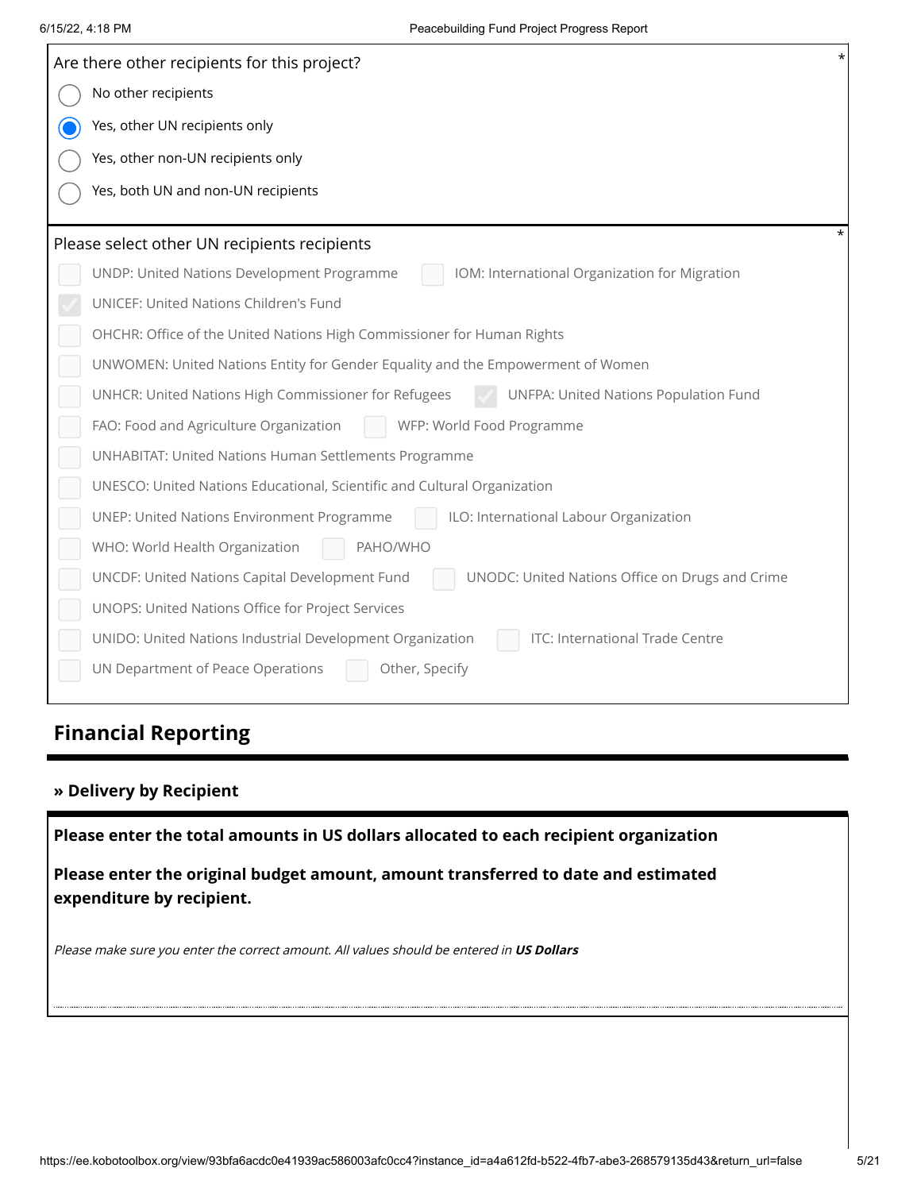Are there other recipients for this project? *

- ○ No other recipients
- ◉ Yes, other UN recipients only
- ○ Yes, other non-UN recipients only
- ○ Yes, both UN and non-UN recipients

Please select other UN recipients recipients *

- [ ] UNDP: United Nations Development Programme
- [ ] IOM: International Organization for Migration
- [x] UNICEF: United Nations Children's Fund
- [ ] OHCHR: Office of the United Nations High Commissioner for Human Rights
- [ ] UNWOMEN: United Nations Entity for Gender Equality and the Empowerment of Women
- [ ] UNHCR: United Nations High Commissioner for Refugees
- [x] UNFPA: United Nations Population Fund
- [ ] FAO: Food and Agriculture Organization
- [ ] WFP: World Food Programme
- [ ] UNHABITAT: United Nations Human Settlements Programme
- [ ] UNESCO: United Nations Educational, Scientific and Cultural Organization
- [ ] UNEP: United Nations Environment Programme
- [ ] ILO: International Labour Organization
- [ ] WHO: World Health Organization
- [ ] PAHO/WHO
- [ ] UNCDF: United Nations Capital Development Fund
- [ ] UNODC: United Nations Office on Drugs and Crime
- [ ] UNOPS: United Nations Office for Project Services
- [ ] UNIDO: United Nations Industrial Development Organization
- [ ] ITC: International Trade Centre
- [ ] UN Department of Peace Operations
- [ ] Other, Specify

## Financial Reporting

### » Delivery by Recipient

**Please enter the total amounts in US dollars allocated to each recipient organization**

**Please enter the original budget amount, amount transferred to date and estimated expenditure by recipient.**

*Please make sure you enter the correct amount. All values should be entered in **US Dollars***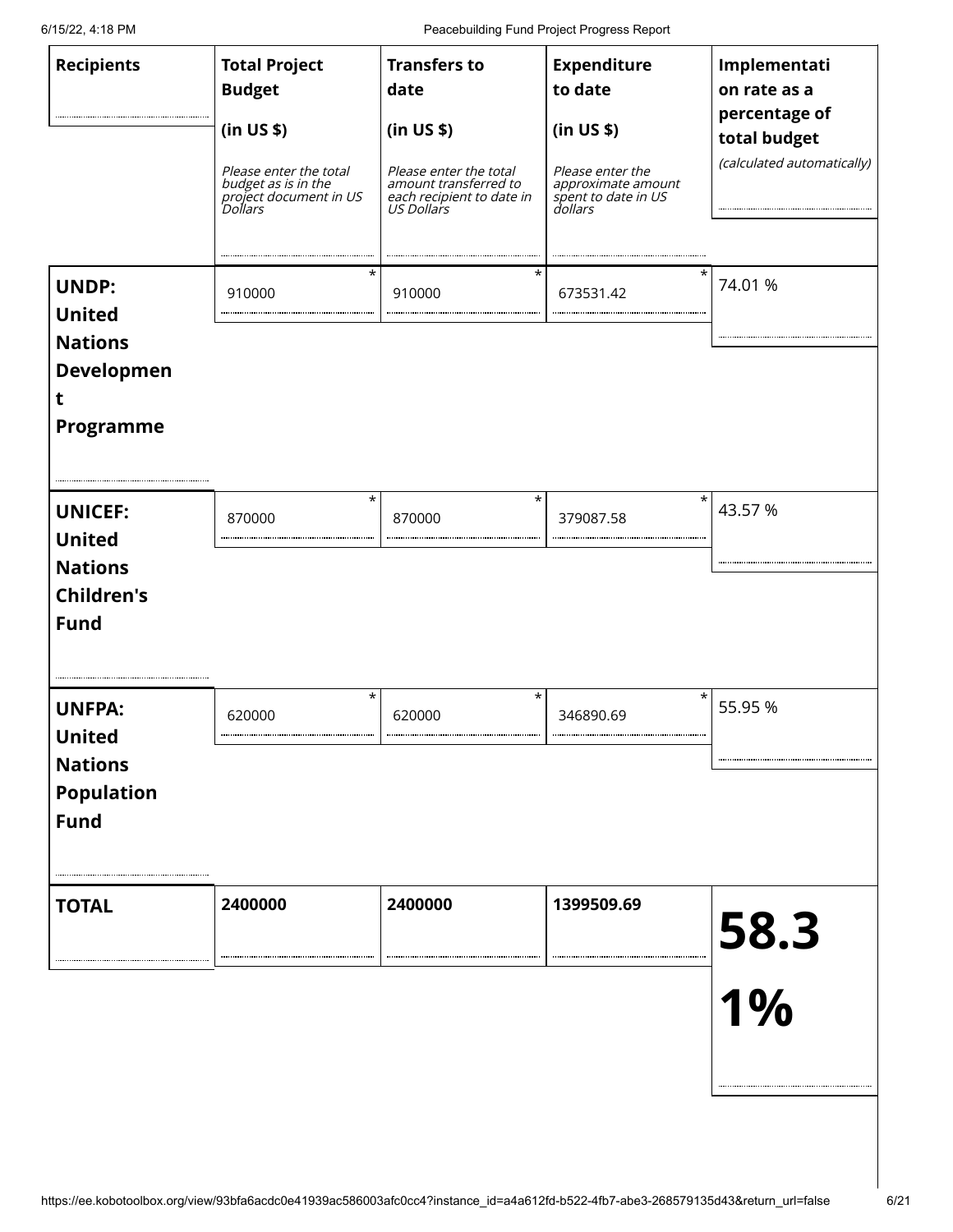| Recipients | Total Project Budget (in US $) *Please enter the total budget as is in the project document in US Dollars* | Transfers to date (in US $) *Please enter the total amount transferred to each recipient to date in US Dollars* | Expenditure to date (in US $) *Please enter the approximate amount spent to date in US dollars* | Implementation rate as a percentage of total budget *(calculated automatically)* |
|---|---|---|---|---|
| **UNDP: United Nations Development Programme** | 910000 * | 910000 * | 673531.42 * | 74.01 % |
| **UNICEF: United Nations Children's Fund** | 870000 * | 870000 * | 379087.58 * | 43.57 % |
| **UNFPA: United Nations Population Fund** | 620000 * | 620000 * | 346890.69 * | 55.95 % |
| **TOTAL** | **2400000** | **2400000** | **1399509.69** | **58.31%** |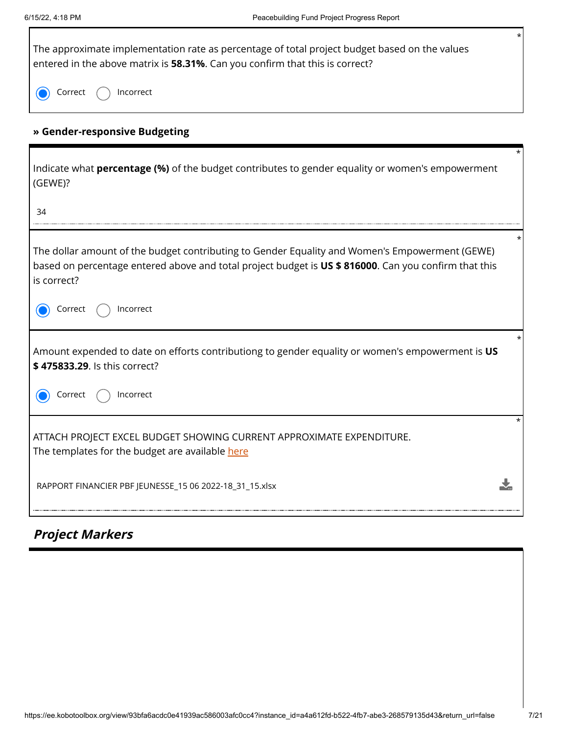The approximate implementation rate as percentage of total project budget based on the values entered in the above matrix is **58.31%**. Can you confirm that this is correct?

- [x] Correct
- [ ] Incorrect

### » Gender-responsive Budgeting

Indicate what **percentage (%)** of the budget contributes to gender equality or women's empowerment (GEWE)?

34

The dollar amount of the budget contributing to Gender Equality and Women's Empowerment (GEWE) based on percentage entered above and total project budget is **US $ 816000**. Can you confirm that this is correct?

- [x] Correct
- [ ] Incorrect

Amount expended to date on efforts contributiong to gender equality or women's empowerment is **US $ 475833.29**. Is this correct?

- [x] Correct
- [ ] Incorrect

ATTACH PROJECT EXCEL BUDGET SHOWING CURRENT APPROXIMATE EXPENDITURE.
The templates for the budget are available here

RAPPORT FINANCIER PBF JEUNESSE_15 06 2022-18_31_15.xlsx

## *Project Markers*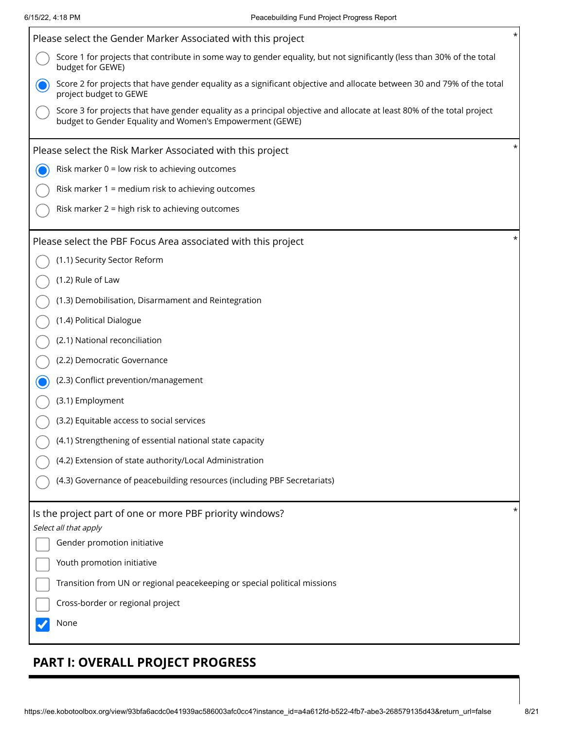Please select the Gender Marker Associated with this project *

- ( ) Score 1 for projects that contribute in some way to gender equality, but not significantly (less than 30% of the total budget for GEWE)
- (x) Score 2 for projects that have gender equality as a significant objective and allocate between 30 and 79% of the total project budget to GEWE
- ( ) Score 3 for projects that have gender equality as a principal objective and allocate at least 80% of the total project budget to Gender Equality and Women's Empowerment (GEWE)

Please select the Risk Marker Associated with this project *

- (x) Risk marker 0 = low risk to achieving outcomes
- ( ) Risk marker 1 = medium risk to achieving outcomes
- ( ) Risk marker 2 = high risk to achieving outcomes

Please select the PBF Focus Area associated with this project *

- ( ) (1.1) Security Sector Reform
- ( ) (1.2) Rule of Law
- ( ) (1.3) Demobilisation, Disarmament and Reintegration
- ( ) (1.4) Political Dialogue
- ( ) (2.1) National reconciliation
- ( ) (2.2) Democratic Governance
- (x) (2.3) Conflict prevention/management
- ( ) (3.1) Employment
- ( ) (3.2) Equitable access to social services
- ( ) (4.1) Strengthening of essential national state capacity
- ( ) (4.2) Extension of state authority/Local Administration
- ( ) (4.3) Governance of peacebuilding resources (including PBF Secretariats)

Is the project part of one or more PBF priority windows? *

*Select all that apply*

- [ ] Gender promotion initiative
- [ ] Youth promotion initiative
- [ ] Transition from UN or regional peacekeeping or special political missions
- [ ] Cross-border or regional project
- [x] None

## PART I: OVERALL PROJECT PROGRESS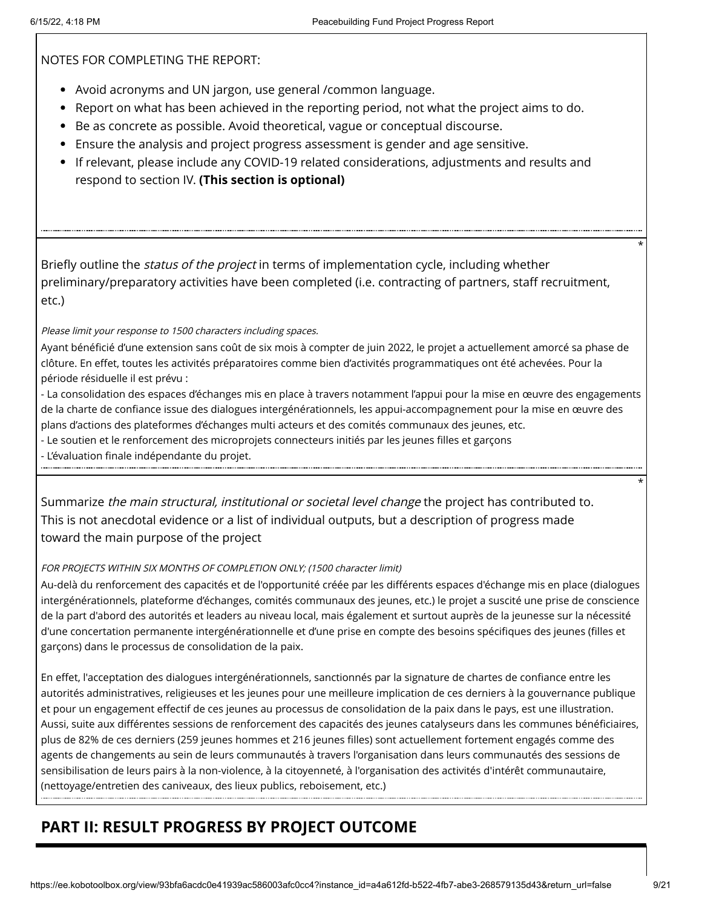NOTES FOR COMPLETING THE REPORT:

- Avoid acronyms and UN jargon, use general /common language.
- Report on what has been achieved in the reporting period, not what the project aims to do.
- Be as concrete as possible. Avoid theoretical, vague or conceptual discourse.
- Ensure the analysis and project progress assessment is gender and age sensitive.
- If relevant, please include any COVID-19 related considerations, adjustments and results and respond to section IV. **(This section is optional)**

Briefly outline the *status of the project* in terms of implementation cycle, including whether preliminary/preparatory activities have been completed (i.e. contracting of partners, staff recruitment, etc.) *

*Please limit your response to 1500 characters including spaces.*

Ayant bénéficié d'une extension sans coût de six mois à compter de juin 2022, le projet a actuellement amorcé sa phase de clôture. En effet, toutes les activités préparatoires comme bien d'activités programmatiques ont été achevées. Pour la période résiduelle il est prévu :
- La consolidation des espaces d'échanges mis en place à travers notamment l'appui pour la mise en œuvre des engagements de la charte de confiance issue des dialogues intergénérationnels, les appui-accompagnement pour la mise en œuvre des plans d'actions des plateformes d'échanges multi acteurs et des comités communaux des jeunes, etc.
- Le soutien et le renforcement des microprojets connecteurs initiés par les jeunes filles et garçons
- L'évaluation finale indépendante du projet.

Summarize *the main structural, institutional or societal level change* the project has contributed to. This is not anecdotal evidence or a list of individual outputs, but a description of progress made toward the main purpose of the project *

*FOR PROJECTS WITHIN SIX MONTHS OF COMPLETION ONLY; (1500 character limit)*

Au-delà du renforcement des capacités et de l'opportunité créée par les différents espaces d'échange mis en place (dialogues intergénérationnels, plateforme d'échanges, comités communaux des jeunes, etc.) le projet a suscité une prise de conscience de la part d'abord des autorités et leaders au niveau local, mais également et surtout auprès de la jeunesse sur la nécessité d'une concertation permanente intergénérationnelle et d'une prise en compte des besoins spécifiques des jeunes (filles et garçons) dans le processus de consolidation de la paix.

En effet, l'acceptation des dialogues intergénérationnels, sanctionnés par la signature de chartes de confiance entre les autorités administratives, religieuses et les jeunes pour une meilleure implication de ces derniers à la gouvernance publique et pour un engagement effectif de ces jeunes au processus de consolidation de la paix dans le pays, est une illustration. Aussi, suite aux différentes sessions de renforcement des capacités des jeunes catalyseurs dans les communes bénéficiaires, plus de 82% de ces derniers (259 jeunes hommes et 216 jeunes filles) sont actuellement fortement engagés comme des agents de changements au sein de leurs communautés à travers l'organisation dans leurs communautés des sessions de sensibilisation de leurs pairs à la non-violence, à la citoyenneté, à l'organisation des activités d'intérêt communautaire, (nettoyage/entretien des caniveaux, des lieux publics, reboisement, etc.)

## PART II: RESULT PROGRESS BY PROJECT OUTCOME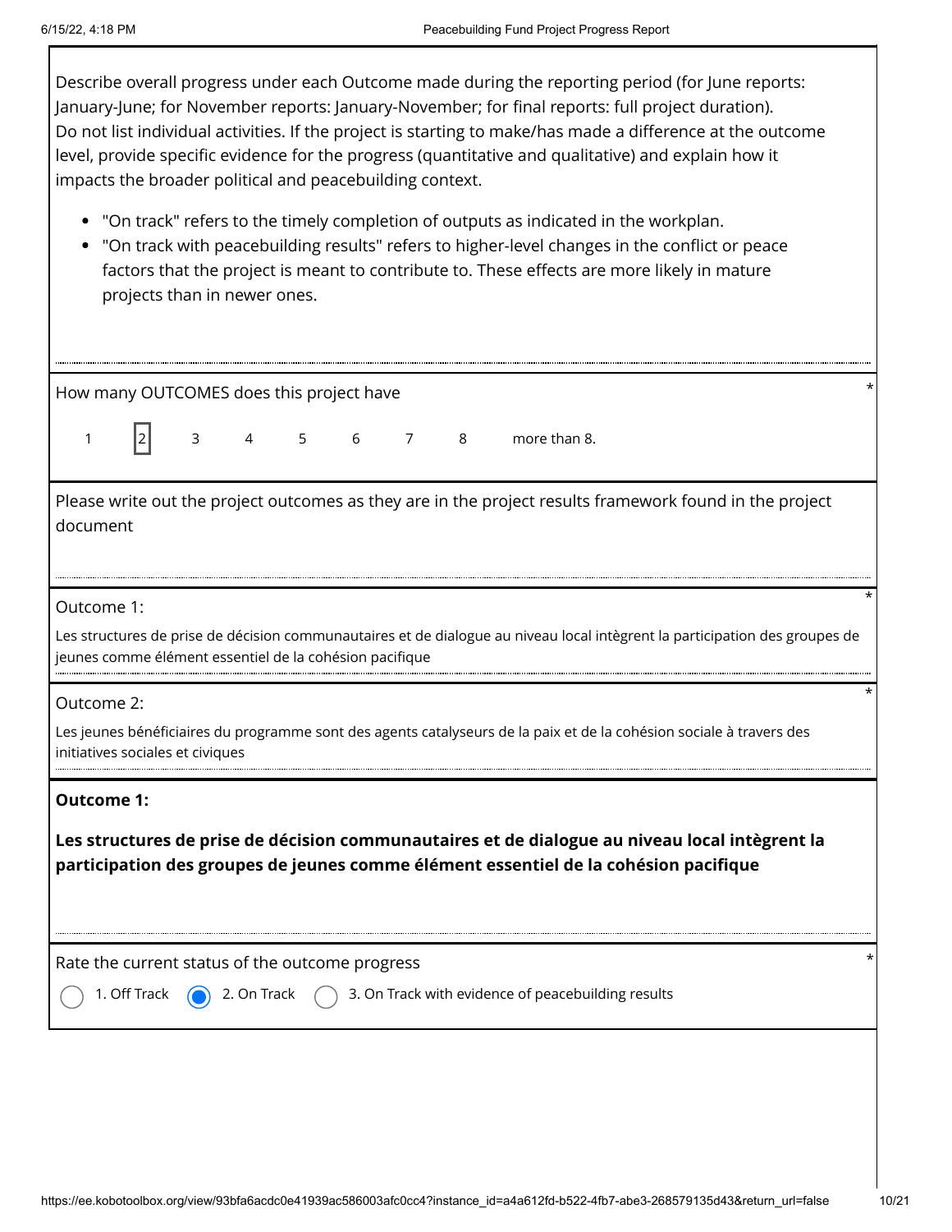Describe overall progress under each Outcome made during the reporting period (for June reports: January-June; for November reports: January-November; for final reports: full project duration). Do not list individual activities. If the project is starting to make/has made a difference at the outcome level, provide specific evidence for the progress (quantitative and qualitative) and explain how it impacts the broader political and peacebuilding context.

- "On track" refers to the timely completion of outputs as indicated in the workplan.
- "On track with peacebuilding results" refers to higher-level changes in the conflict or peace factors that the project is meant to contribute to. These effects are more likely in mature projects than in newer ones.

How many OUTCOMES does this project have *

1 [2] 3 4 5 6 7 8 more than 8.

Please write out the project outcomes as they are in the project results framework found in the project document

Outcome 1: *

Les structures de prise de décision communautaires et de dialogue au niveau local intègrent la participation des groupes de jeunes comme élément essentiel de la cohésion pacifique

Outcome 2: *

Les jeunes bénéficiaires du programme sont des agents catalyseurs de la paix et de la cohésion sociale à travers des initiatives sociales et civiques

**Outcome 1:**

**Les structures de prise de décision communautaires et de dialogue au niveau local intègrent la participation des groupes de jeunes comme élément essentiel de la cohésion pacifique**

Rate the current status of the outcome progress *

- ( ) 1. Off Track
- (x) 2. On Track
- ( ) 3. On Track with evidence of peacebuilding results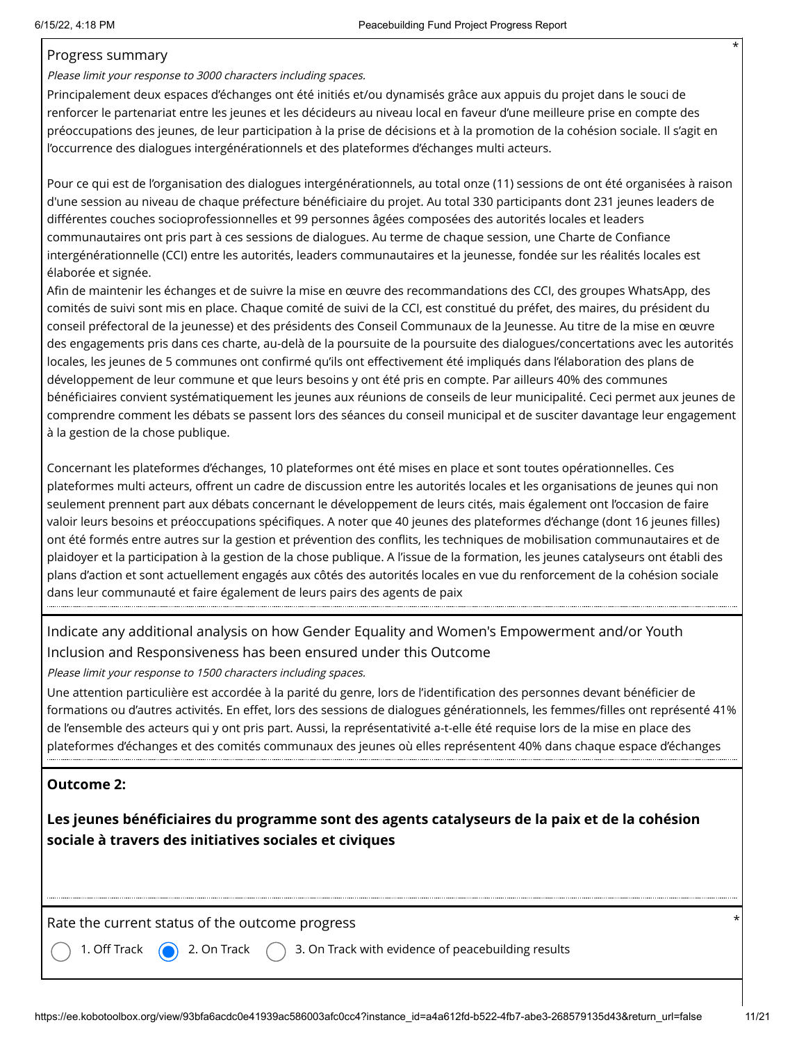Progress summary

*Please limit your response to 3000 characters including spaces.*

Principalement deux espaces d'échanges ont été initiés et/ou dynamisés grâce aux appuis du projet dans le souci de renforcer le partenariat entre les jeunes et les décideurs au niveau local en faveur d'une meilleure prise en compte des préoccupations des jeunes, de leur participation à la prise de décisions et à la promotion de la cohésion sociale. Il s'agit en l'occurrence des dialogues intergénérationnels et des plateformes d'échanges multi acteurs.

Pour ce qui est de l'organisation des dialogues intergénérationnels, au total onze (11) sessions de ont été organisées à raison d'une session au niveau de chaque préfecture bénéficiaire du projet. Au total 330 participants dont 231 jeunes leaders de différentes couches socioprofessionnelles et 99 personnes âgées composées des autorités locales et leaders communautaires ont pris part à ces sessions de dialogues. Au terme de chaque session, une Charte de Confiance intergénérationnelle (CCI) entre les autorités, leaders communautaires et la jeunesse, fondée sur les réalités locales est élaborée et signée.
Afin de maintenir les échanges et de suivre la mise en œuvre des recommandations des CCI, des groupes WhatsApp, des comités de suivi sont mis en place. Chaque comité de suivi de la CCI, est constitué du préfet, des maires, du président du conseil préfectoral de la jeunesse) et des présidents des Conseil Communaux de la Jeunesse. Au titre de la mise en œuvre des engagements pris dans ces charte, au-delà de la poursuite de la poursuite des dialogues/concertations avec les autorités locales, les jeunes de 5 communes ont confirmé qu'ils ont effectivement été impliqués dans l'élaboration des plans de développement de leur commune et que leurs besoins y ont été pris en compte. Par ailleurs 40% des communes bénéficiaires convient systématiquement les jeunes aux réunions de conseils de leur municipalité. Ceci permet aux jeunes de comprendre comment les débats se passent lors des séances du conseil municipal et de susciter davantage leur engagement à la gestion de la chose publique.

Concernant les plateformes d'échanges, 10 plateformes ont été mises en place et sont toutes opérationnelles. Ces plateformes multi acteurs, offrent un cadre de discussion entre les autorités locales et les organisations de jeunes qui non seulement prennent part aux débats concernant le développement de leurs cités, mais également ont l'occasion de faire valoir leurs besoins et préoccupations spécifiques. A noter que 40 jeunes des plateformes d'échange (dont 16 jeunes filles) ont été formés entre autres sur la gestion et prévention des conflits, les techniques de mobilisation communautaires et de plaidoyer et la participation à la gestion de la chose publique. A l'issue de la formation, les jeunes catalyseurs ont établi des plans d'action et sont actuellement engagés aux côtés des autorités locales en vue du renforcement de la cohésion sociale dans leur communauté et faire également de leurs pairs des agents de paix

Indicate any additional analysis on how Gender Equality and Women's Empowerment and/or Youth Inclusion and Responsiveness has been ensured under this Outcome

*Please limit your response to 1500 characters including spaces.*

Une attention particulière est accordée à la parité du genre, lors de l'identification des personnes devant bénéficier de formations ou d'autres activités. En effet, lors des sessions de dialogues générationnels, les femmes/filles ont représenté 41% de l'ensemble des acteurs qui y ont pris part. Aussi, la représentativité a-t-elle été requise lors de la mise en place des plateformes d'échanges et des comités communaux des jeunes où elles représentent 40% dans chaque espace d'échanges

**Outcome 2:**

**Les jeunes bénéficiaires du programme sont des agents catalyseurs de la paix et de la cohésion sociale à travers des initiatives sociales et civiques**

Rate the current status of the outcome progress

- ○ 1. Off Track
- ● 2. On Track
- ○ 3. On Track with evidence of peacebuilding results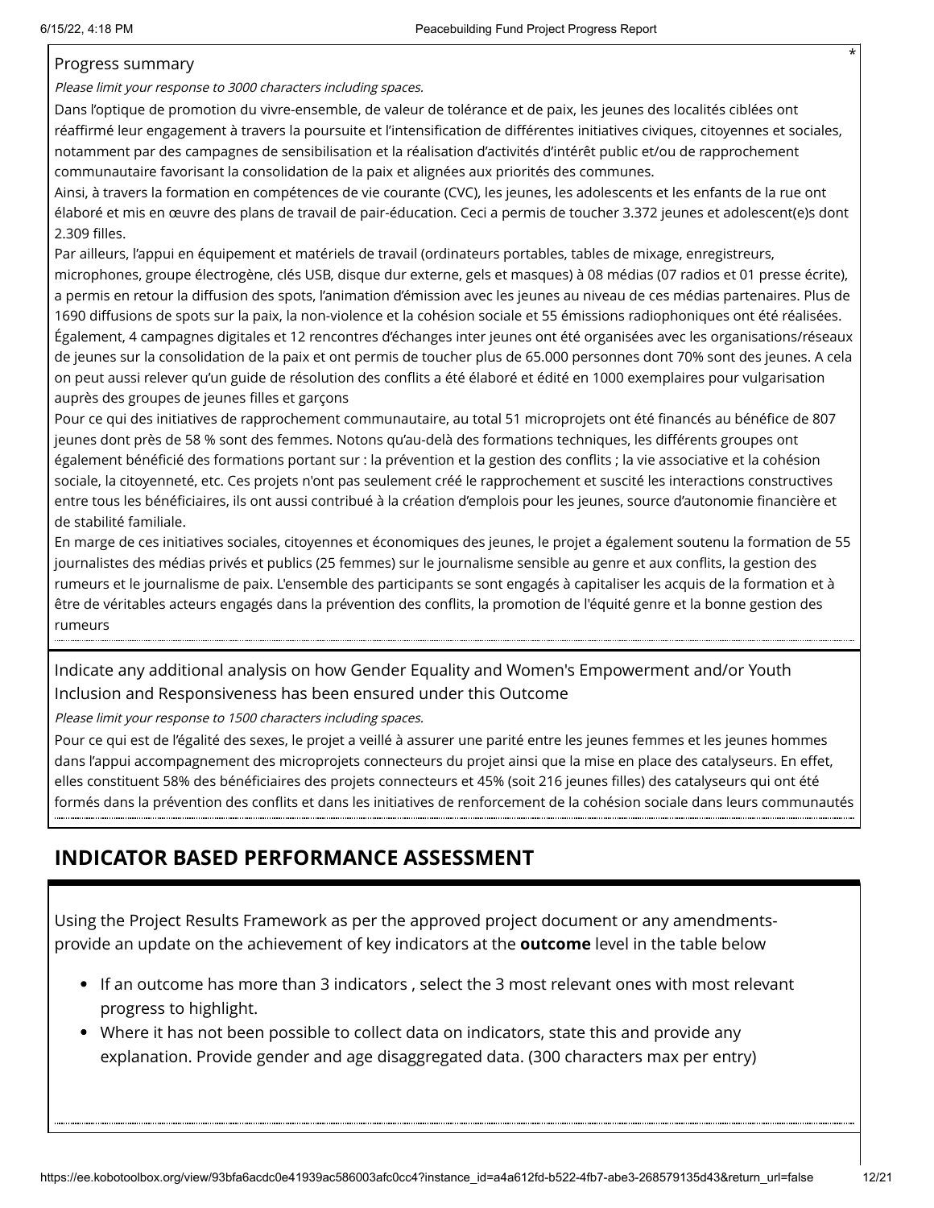Progress summary

*Please limit your response to 3000 characters including spaces.*

Dans l'optique de promotion du vivre-ensemble, de valeur de tolérance et de paix, les jeunes des localités ciblées ont réaffirmé leur engagement à travers la poursuite et l'intensification de différentes initiatives civiques, citoyennes et sociales, notamment par des campagnes de sensibilisation et la réalisation d'activités d'intérêt public et/ou de rapprochement communautaire favorisant la consolidation de la paix et alignées aux priorités des communes.

Ainsi, à travers la formation en compétences de vie courante (CVC), les jeunes, les adolescents et les enfants de la rue ont élaboré et mis en œuvre des plans de travail de pair-éducation. Ceci a permis de toucher 3.372 jeunes et adolescent(e)s dont 2.309 filles.

Par ailleurs, l'appui en équipement et matériels de travail (ordinateurs portables, tables de mixage, enregistreurs, microphones, groupe électrogène, clés USB, disque dur externe, gels et masques) à 08 médias (07 radios et 01 presse écrite), a permis en retour la diffusion des spots, l'animation d'émission avec les jeunes au niveau de ces médias partenaires. Plus de 1690 diffusions de spots sur la paix, la non-violence et la cohésion sociale et 55 émissions radiophoniques ont été réalisées. Également, 4 campagnes digitales et 12 rencontres d'échanges inter jeunes ont été organisées avec les organisations/réseaux de jeunes sur la consolidation de la paix et ont permis de toucher plus de 65.000 personnes dont 70% sont des jeunes. A cela on peut aussi relever qu'un guide de résolution des conflits a été élaboré et édité en 1000 exemplaires pour vulgarisation auprès des groupes de jeunes filles et garçons

Pour ce qui des initiatives de rapprochement communautaire, au total 51 microprojets ont été financés au bénéfice de 807 jeunes dont près de 58 % sont des femmes. Notons qu'au-delà des formations techniques, les différents groupes ont également bénéficié des formations portant sur : la prévention et la gestion des conflits ; la vie associative et la cohésion sociale, la citoyenneté, etc. Ces projets n'ont pas seulement créé le rapprochement et suscité les interactions constructives entre tous les bénéficiaires, ils ont aussi contribué à la création d'emplois pour les jeunes, source d'autonomie financière et de stabilité familiale.

En marge de ces initiatives sociales, citoyennes et économiques des jeunes, le projet a également soutenu la formation de 55 journalistes des médias privés et publics (25 femmes) sur le journalisme sensible au genre et aux conflits, la gestion des rumeurs et le journalisme de paix. L'ensemble des participants se sont engagés à capitaliser les acquis de la formation et à être de véritables acteurs engagés dans la prévention des conflits, la promotion de l'équité genre et la bonne gestion des rumeurs

Indicate any additional analysis on how Gender Equality and Women's Empowerment and/or Youth Inclusion and Responsiveness has been ensured under this Outcome

*Please limit your response to 1500 characters including spaces.*

Pour ce qui est de l'égalité des sexes, le projet a veillé à assurer une parité entre les jeunes femmes et les jeunes hommes dans l'appui accompagnement des microprojets connecteurs du projet ainsi que la mise en place des catalyseurs. En effet, elles constituent 58% des bénéficiaires des projets connecteurs et 45% (soit 216 jeunes filles) des catalyseurs qui ont été formés dans la prévention des conflits et dans les initiatives de renforcement de la cohésion sociale dans leurs communautés

## INDICATOR BASED PERFORMANCE ASSESSMENT

Using the Project Results Framework as per the approved project document or any amendments- provide an update on the achievement of key indicators at the **outcome** level in the table below

- If an outcome has more than 3 indicators , select the 3 most relevant ones with most relevant progress to highlight.
- Where it has not been possible to collect data on indicators, state this and provide any explanation. Provide gender and age disaggregated data. (300 characters max per entry)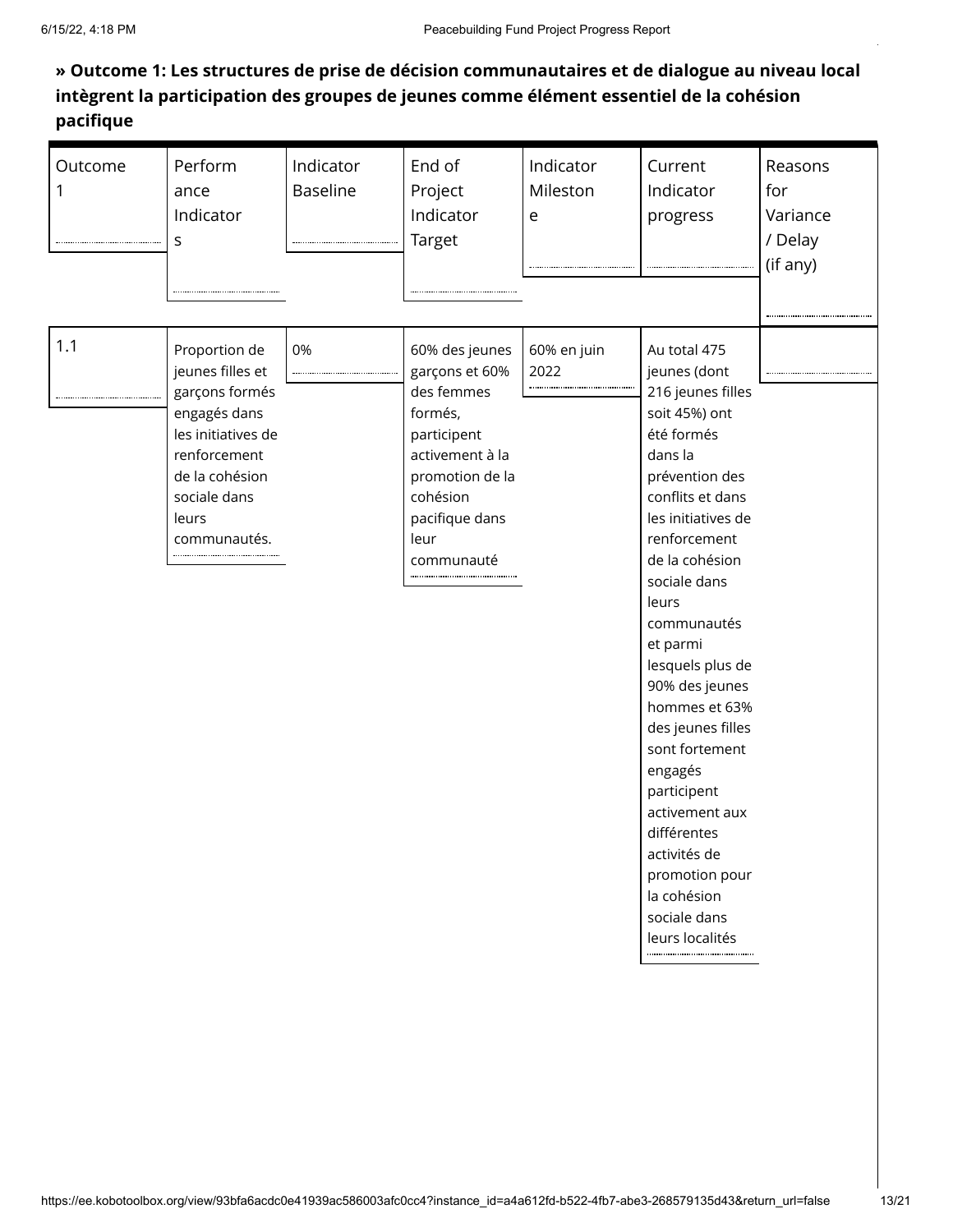### » Outcome 1: Les structures de prise de décision communautaires et de dialogue au niveau local intègrent la participation des groupes de jeunes comme élément essentiel de la cohésion pacifique

| Outcome 1 | Performance Indicators | Indicator Baseline | End of Project Indicator Target | Indicator Milestone | Current Indicator progress | Reasons for Variance / Delay (if any) |
|---|---|---|---|---|---|---|
| 1.1 | Proportion de jeunes filles et garçons formés engagés dans les initiatives de renforcement de la cohésion sociale dans leurs communautés. | 0% | 60% des jeunes garçons et 60% des femmes formés, participent activement à la promotion de la cohésion pacifique dans leur communauté | 60% en juin 2022 | Au total 475 jeunes (dont 216 jeunes filles soit 45%) ont été formés dans la prévention des conflits et dans les initiatives de renforcement de la cohésion sociale dans leurs communautés et parmi lesquels plus de 90% des jeunes hommes et 63% des jeunes filles sont fortement engagés participent activement aux différentes activités de promotion pour la cohésion sociale dans leurs localités | |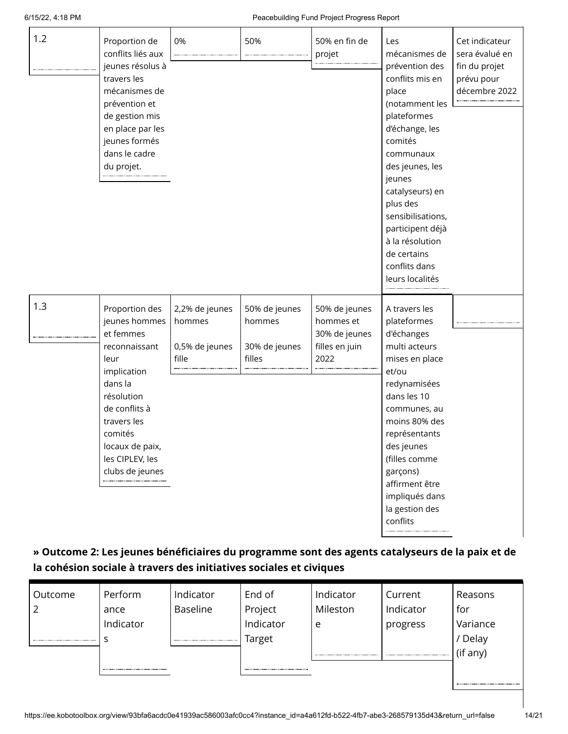| | | | | | | |
|---|---|---|---|---|---|---|
| 1.2 | Proportion de conflits liés aux jeunes résolus à travers les mécanismes de prévention et de gestion mis en place par les jeunes formés dans le cadre du projet. | 0% | 50% | 50% en fin de projet | Les mécanismes de prévention des conflits mis en place (notamment les plateformes d'échange, les comités communaux des jeunes, les jeunes catalyseurs) en plus des sensibilisations, participent déjà à la résolution de certains conflits dans leurs localités | Cet indicateur sera évalué en fin du projet prévu pour décembre 2022 |
| 1.3 | Proportion des jeunes hommes et femmes reconnaissant leur implication dans la résolution de conflits à travers les comités locaux de paix, les CIPLEV, les clubs de jeunes | 2,2% de jeunes hommes<br><br>0,5% de jeunes fille | 50% de jeunes hommes<br><br>30% de jeunes filles | 50% de jeunes hommes et 30% de jeunes filles en juin 2022 | A travers les plateformes d'échanges multi acteurs mises en place et/ou redynamisées dans les 10 communes, au moins 80% des représentants des jeunes (filles comme garçons) affirment être impliqués dans la gestion des conflits | |

**» Outcome 2: Les jeunes bénéficiaires du programme sont des agents catalyseurs de la paix et de la cohésion sociale à travers des initiatives sociales et civiques**

| Outcome 2 | Performance Indicators | Indicator Baseline | End of Project Indicator Target | Indicator Milestone | Current Indicator progress | Reasons for Variance / Delay (if any) |
|---|---|---|---|---|---|---|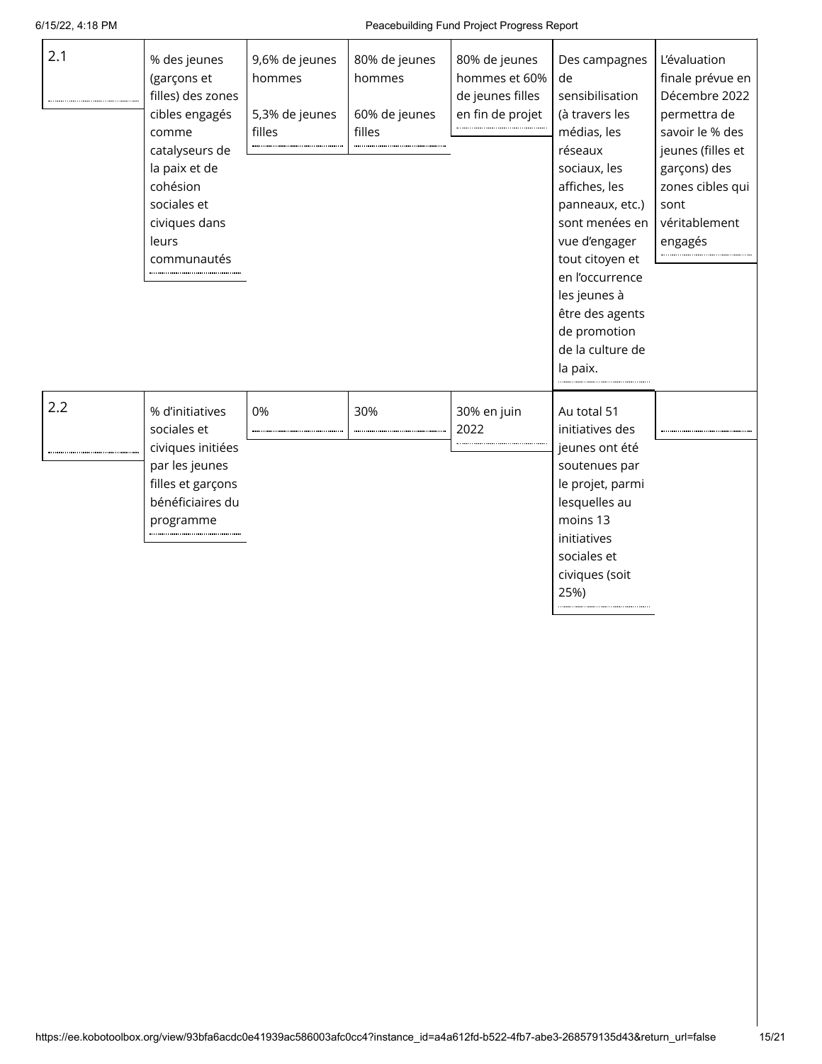| | | | | | | |
|---|---|---|---|---|---|---|
| 2.1 | % des jeunes (garçons et filles) des zones cibles engagés comme catalyseurs de la paix et de cohésion sociales et civiques dans leurs communautés | 9,6% de jeunes hommes<br><br>5,3% de jeunes filles | 80% de jeunes hommes<br><br>60% de jeunes filles | 80% de jeunes hommes et 60% de jeunes filles en fin de projet | Des campagnes de sensibilisation (à travers les médias, les réseaux sociaux, les affiches, les panneaux, etc.) sont menées en vue d'engager tout citoyen et en l'occurrence les jeunes à être des agents de promotion de la culture de la paix. | L'évaluation finale prévue en Décembre 2022 permettra de savoir le % des jeunes (filles et garçons) des zones cibles qui sont véritablement engagés |
| 2.2 | % d'initiatives sociales et civiques initiées par les jeunes filles et garçons bénéficiaires du programme | 0% | 30% | 30% en juin 2022 | Au total 51 initiatives des jeunes ont été soutenues par le projet, parmi lesquelles au moins 13 initiatives sociales et civiques (soit 25%) | |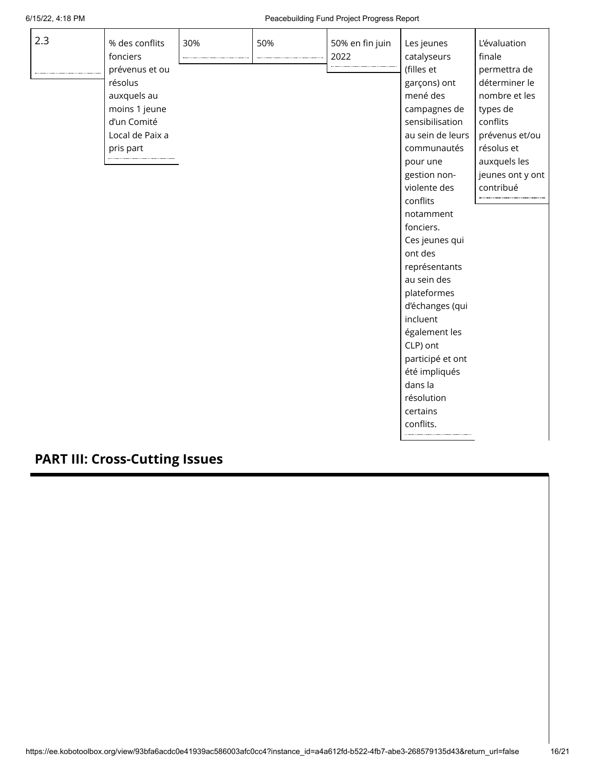| 2.3 | % des conflits fonciers prévenus et ou résolus auxquels au moins 1 jeune d'un Comité Local de Paix a pris part | 30% | 50% | 50% en fin juin 2022 | Les jeunes catalyseurs (filles et garçons) ont mené des campagnes de sensibilisation au sein de leurs communautés pour une gestion non-violente des conflits notamment fonciers. Ces jeunes qui ont des représentants au sein des plateformes d'échanges (qui incluent également les CLP) ont participé et ont été impliqués dans la résolution certains conflits. | L'évaluation finale permettra de déterminer le nombre et les types de conflits prévenus et/ou résolus et auxquels les jeunes ont y ont contribué |
|---|---|---|---|---|---|---|

## PART III: Cross-Cutting Issues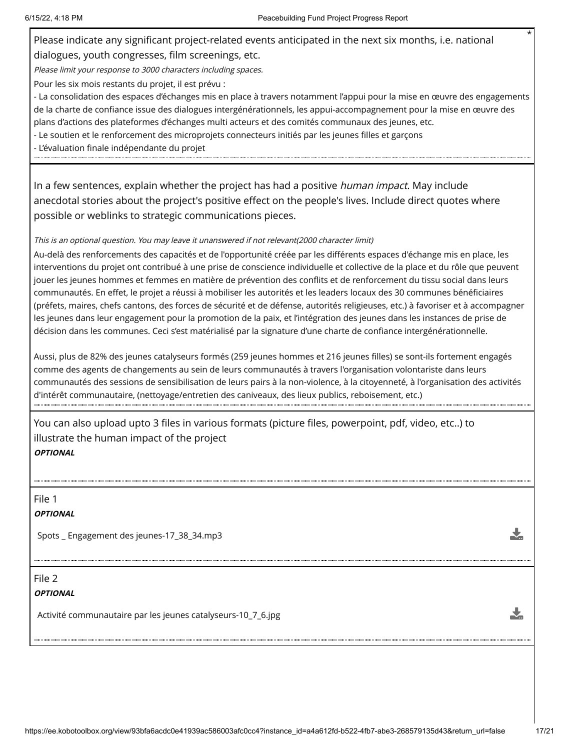Please indicate any significant project-related events anticipated in the next six months, i.e. national dialogues, youth congresses, film screenings, etc.

*Please limit your response to 3000 characters including spaces.*

Pour les six mois restants du projet, il est prévu :

- La consolidation des espaces d'échanges mis en place à travers notamment l'appui pour la mise en œuvre des engagements de la charte de confiance issue des dialogues intergénérationnels, les appui-accompagnement pour la mise en œuvre des plans d'actions des plateformes d'échanges multi acteurs et des comités communaux des jeunes, etc.
- Le soutien et le renforcement des microprojets connecteurs initiés par les jeunes filles et garçons
- L'évaluation finale indépendante du projet

In a few sentences, explain whether the project has had a positive *human impact*. May include anecdotal stories about the project's positive effect on the people's lives. Include direct quotes where possible or weblinks to strategic communications pieces.

*This is an optional question. You may leave it unanswered if not relevant(2000 character limit)*

Au-delà des renforcements des capacités et de l'opportunité créée par les différents espaces d'échange mis en place, les interventions du projet ont contribué à une prise de conscience individuelle et collective de la place et du rôle que peuvent jouer les jeunes hommes et femmes en matière de prévention des conflits et de renforcement du tissu social dans leurs communautés. En effet, le projet a réussi à mobiliser les autorités et les leaders locaux des 30 communes bénéficiaires (préfets, maires, chefs cantons, des forces de sécurité et de défense, autorités religieuses, etc.) à favoriser et à accompagner les jeunes dans leur engagement pour la promotion de la paix, et l'intégration des jeunes dans les instances de prise de décision dans les communes. Ceci s'est matérialisé par la signature d'une charte de confiance intergénérationnelle.

Aussi, plus de 82% des jeunes catalyseurs formés (259 jeunes hommes et 216 jeunes filles) se sont-ils fortement engagés comme des agents de changements au sein de leurs communautés à travers l'organisation volontariste dans leurs communautés des sessions de sensibilisation de leurs pairs à la non-violence, à la citoyenneté, à l'organisation des activités d'intérêt communautaire, (nettoyage/entretien des caniveaux, des lieux publics, reboisement, etc.)

You can also upload upto 3 files in various formats (picture files, powerpoint, pdf, video, etc..) to illustrate the human impact of the project

***OPTIONAL***

File 1

***OPTIONAL***

Spots _ Engagement des jeunes-17_38_34.mp3

File 2

***OPTIONAL***

Activité communautaire par les jeunes catalyseurs-10_7_6.jpg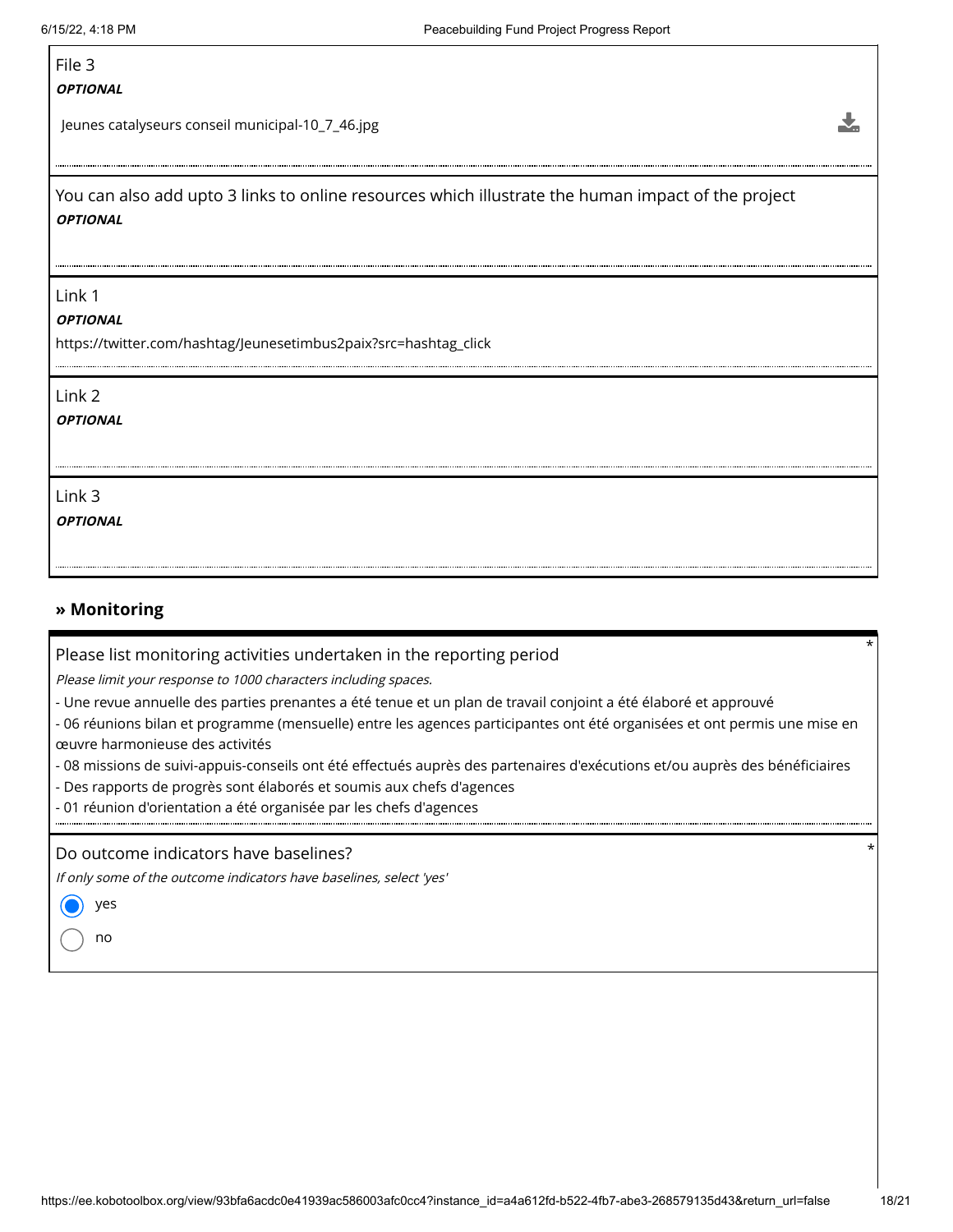File 3

***OPTIONAL***

Jeunes catalyseurs conseil municipal-10_7_46.jpg

You can also add upto 3 links to online resources which illustrate the human impact of the project

***OPTIONAL***

Link 1

***OPTIONAL***

https://twitter.com/hashtag/Jeunesetimbus2paix?src=hashtag_click

Link 2

***OPTIONAL***

Link 3

***OPTIONAL***

## » Monitoring

Please list monitoring activities undertaken in the reporting period *

*Please limit your response to 1000 characters including spaces.*

- Une revue annuelle des parties prenantes a été tenue et un plan de travail conjoint a été élaboré et approuvé
- 06 réunions bilan et programme (mensuelle) entre les agences participantes ont été organisées et ont permis une mise en œuvre harmonieuse des activités
- 08 missions de suivi-appuis-conseils ont été effectués auprès des partenaires d'exécutions et/ou auprès des bénéficiaires
- Des rapports de progrès sont élaborés et soumis aux chefs d'agences
- 01 réunion d'orientation a été organisée par les chefs d'agences

Do outcome indicators have baselines? *

*If only some of the outcome indicators have baselines, select 'yes'*

- (●) yes
- ( ) no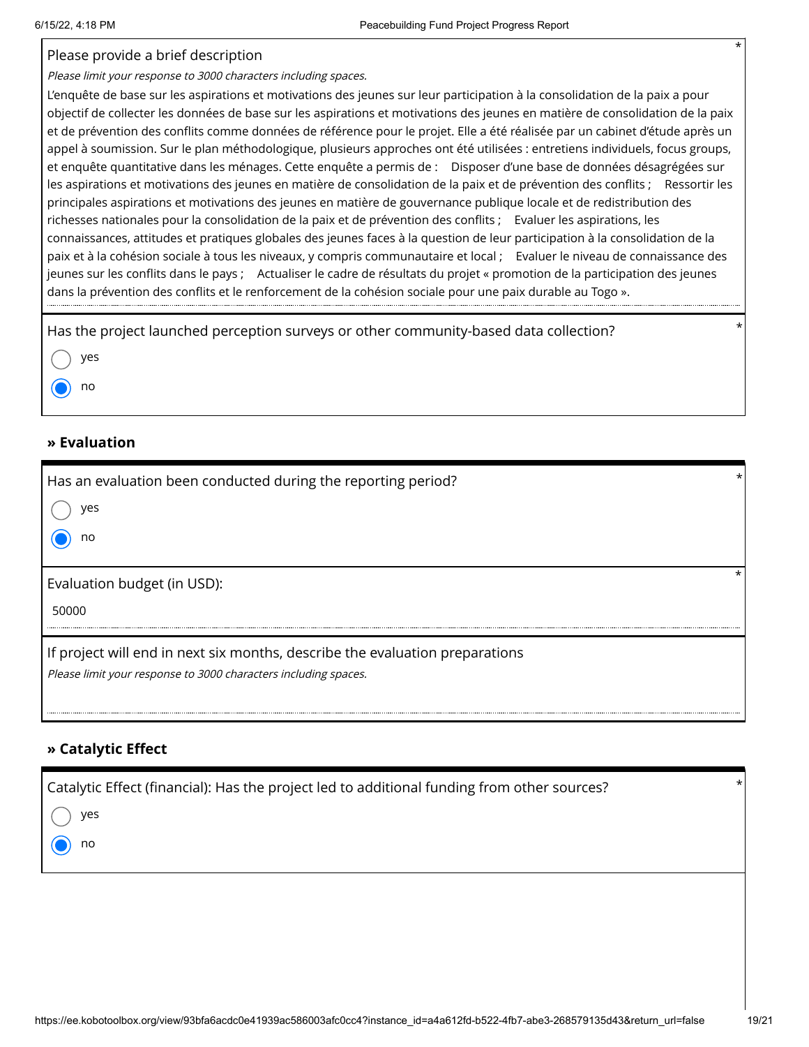Please provide a brief description *

*Please limit your response to 3000 characters including spaces.*

L'enquête de base sur les aspirations et motivations des jeunes sur leur participation à la consolidation de la paix a pour objectif de collecter les données de base sur les aspirations et motivations des jeunes en matière de consolidation de la paix et de prévention des conflits comme données de référence pour le projet. Elle a été réalisée par un cabinet d'étude après un appel à soumission. Sur le plan méthodologique, plusieurs approches ont été utilisées : entretiens individuels, focus groups, et enquête quantitative dans les ménages. Cette enquête a permis de : Disposer d'une base de données désagrégées sur les aspirations et motivations des jeunes en matière de consolidation de la paix et de prévention des conflits ; Ressortir les principales aspirations et motivations des jeunes en matière de gouvernance publique locale et de redistribution des richesses nationales pour la consolidation de la paix et de prévention des conflits ; Evaluer les aspirations, les connaissances, attitudes et pratiques globales des jeunes faces à la question de leur participation à la consolidation de la paix et à la cohésion sociale à tous les niveaux, y compris communautaire et local ; Evaluer le niveau de connaissance des jeunes sur les conflits dans le pays ; Actualiser le cadre de résultats du projet « promotion de la participation des jeunes dans la prévention des conflits et le renforcement de la cohésion sociale pour une paix durable au Togo ».

Has the project launched perception surveys or other community-based data collection? *

- ○ yes
- ◉ no

## » Evaluation

Has an evaluation been conducted during the reporting period? *

- ○ yes
- ◉ no

Evaluation budget (in USD): *

50000

If project will end in next six months, describe the evaluation preparations

*Please limit your response to 3000 characters including spaces.*

## » Catalytic Effect

Catalytic Effect (financial): Has the project led to additional funding from other sources? *

- ○ yes
- ◉ no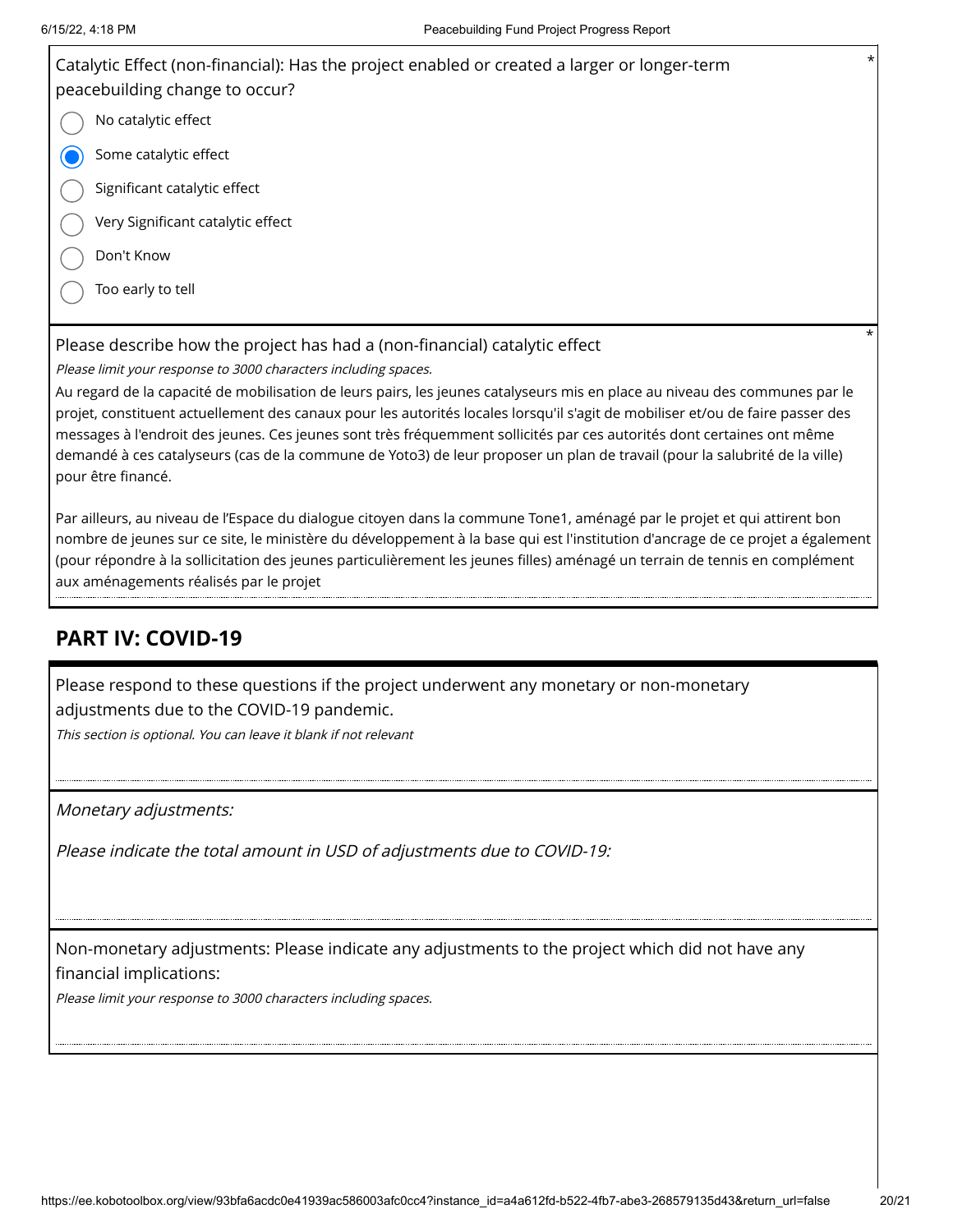Catalytic Effect (non-financial): Has the project enabled or created a larger or longer-term peacebuilding change to occur? *

- ○ No catalytic effect
- ● Some catalytic effect
- ○ Significant catalytic effect
- ○ Very Significant catalytic effect
- ○ Don't Know
- ○ Too early to tell

Please describe how the project has had a (non-financial) catalytic effect *

*Please limit your response to 3000 characters including spaces.*

Au regard de la capacité de mobilisation de leurs pairs, les jeunes catalyseurs mis en place au niveau des communes par le projet, constituent actuellement des canaux pour les autorités locales lorsqu'il s'agit de mobiliser et/ou de faire passer des messages à l'endroit des jeunes. Ces jeunes sont très fréquemment sollicités par ces autorités dont certaines ont même demandé à ces catalyseurs (cas de la commune de Yoto3) de leur proposer un plan de travail (pour la salubrité de la ville) pour être financé.

Par ailleurs, au niveau de l'Espace du dialogue citoyen dans la commune Tone1, aménagé par le projet et qui attirent bon nombre de jeunes sur ce site, le ministère du développement à la base qui est l'institution d'ancrage de ce projet a également (pour répondre à la sollicitation des jeunes particulièrement les jeunes filles) aménagé un terrain de tennis en complément aux aménagements réalisés par le projet

## PART IV: COVID-19

Please respond to these questions if the project underwent any monetary or non-monetary adjustments due to the COVID-19 pandemic.

*This section is optional. You can leave it blank if not relevant*

*Monetary adjustments:*

*Please indicate the total amount in USD of adjustments due to COVID-19:*

Non-monetary adjustments: Please indicate any adjustments to the project which did not have any financial implications:

*Please limit your response to 3000 characters including spaces.*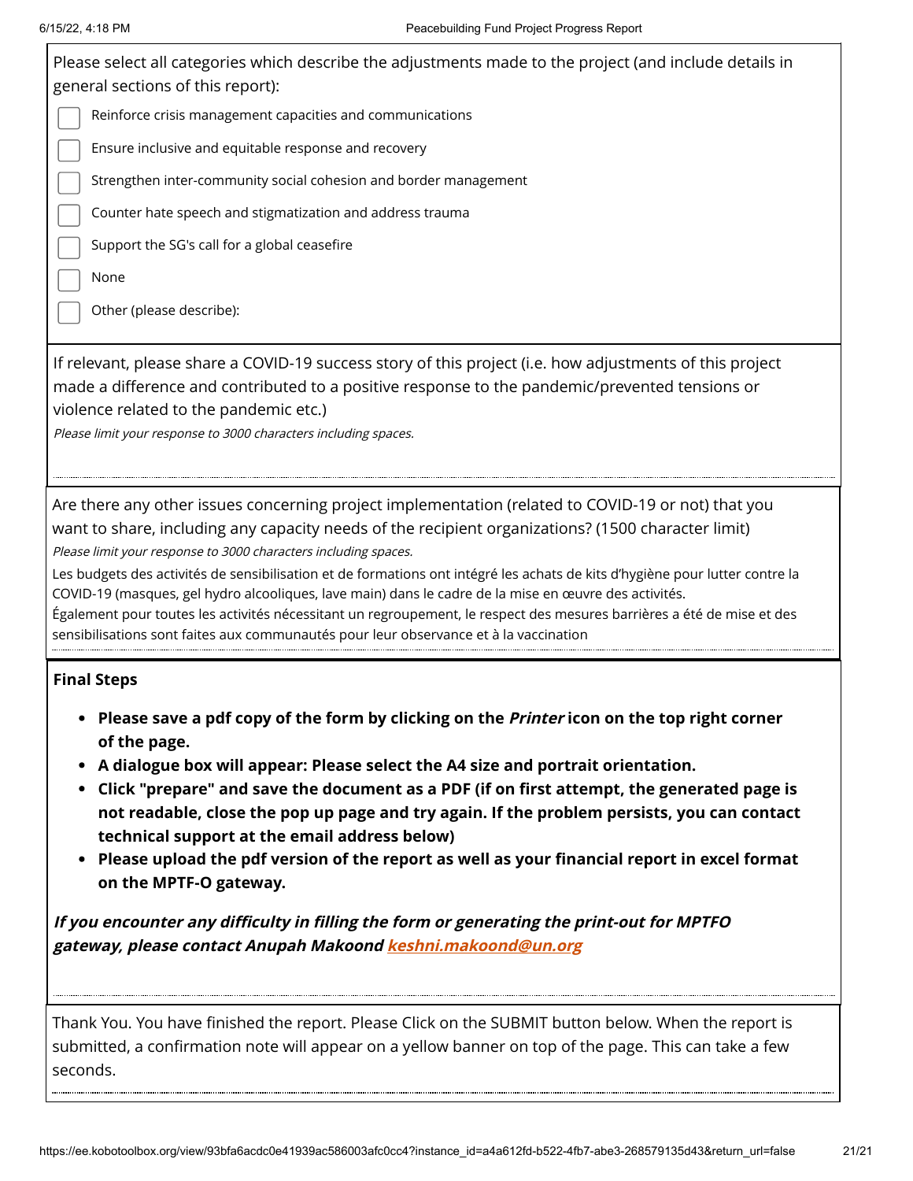Please select all categories which describe the adjustments made to the project (and include details in general sections of this report):

- [ ] Reinforce crisis management capacities and communications
- [ ] Ensure inclusive and equitable response and recovery
- [ ] Strengthen inter-community social cohesion and border management
- [ ] Counter hate speech and stigmatization and address trauma
- [ ] Support the SG's call for a global ceasefire
- [ ] None
- [ ] Other (please describe):

If relevant, please share a COVID-19 success story of this project (i.e. how adjustments of this project made a difference and contributed to a positive response to the pandemic/prevented tensions or violence related to the pandemic etc.)

*Please limit your response to 3000 characters including spaces.*

Are there any other issues concerning project implementation (related to COVID-19 or not) that you want to share, including any capacity needs of the recipient organizations? (1500 character limit)

*Please limit your response to 3000 characters including spaces.*

Les budgets des activités de sensibilisation et de formations ont intégré les achats de kits d'hygiène pour lutter contre la COVID-19 (masques, gel hydro alcooliques, lave main) dans le cadre de la mise en œuvre des activités.
Également pour toutes les activités nécessitant un regroupement, le respect des mesures barrières a été de mise et des sensibilisations sont faites aux communautés pour leur observance et à la vaccination

**Final Steps**

- **Please save a pdf copy of the form by clicking on the *Printer* icon on the top right corner of the page.**
- **A dialogue box will appear: Please select the A4 size and portrait orientation.**
- **Click "prepare" and save the document as a PDF (if on first attempt, the generated page is not readable, close the pop up page and try again. If the problem persists, you can contact technical support at the email address below)**
- **Please upload the pdf version of the report as well as your financial report in excel format on the MPTF-O gateway.**

***If you encounter any difficulty in filling the form or generating the print-out for MPTFO gateway, please contact Anupah Makoond keshni.makoond@un.org***

Thank You. You have finished the report. Please Click on the SUBMIT button below. When the report is submitted, a confirmation note will appear on a yellow banner on top of the page. This can take a few seconds.